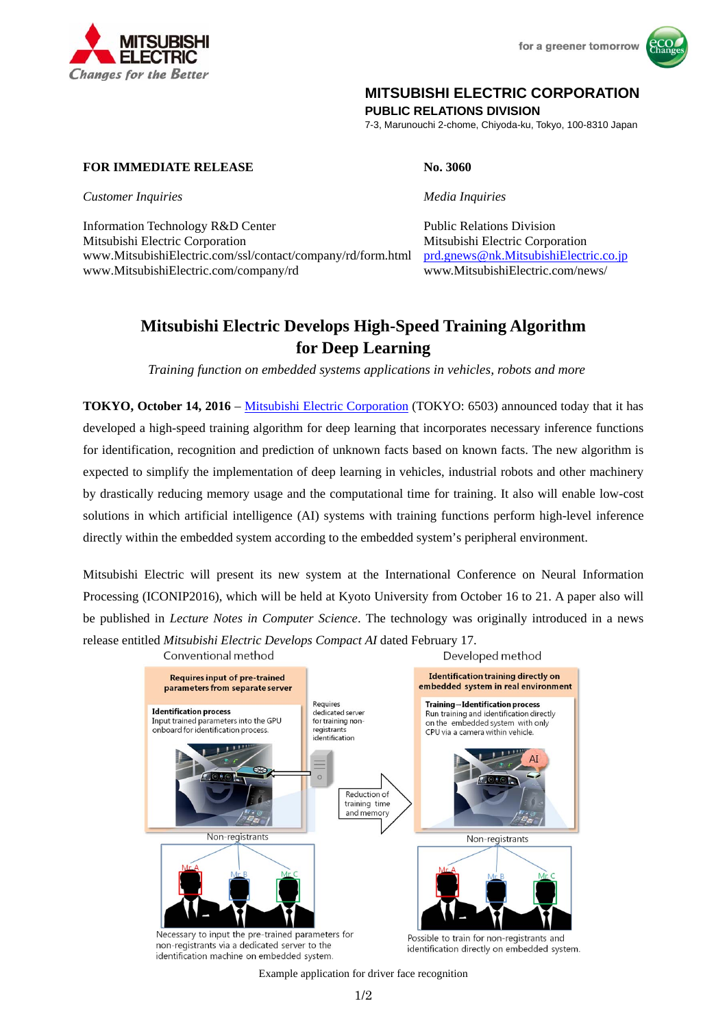MITSUBISHI ELECTRIC
Changes for the Better

for a greener tomorrow

**MITSUBISHI ELECTRIC CORPORATION**
**PUBLIC RELATIONS DIVISION**
7-3, Marunouchi 2-chome, Chiyoda-ku, Tokyo, 100-8310 Japan

**FOR IMMEDIATE RELEASE**

**No. 3060**

*Customer Inquiries*

Information Technology R&D Center
Mitsubishi Electric Corporation
www.MitsubishiElectric.com/ssl/contact/company/rd/form.html
www.MitsubishiElectric.com/company/rd

*Media Inquiries*

Public Relations Division
Mitsubishi Electric Corporation
prd.gnews@nk.MitsubishiElectric.co.jp
www.MitsubishiElectric.com/news/

# Mitsubishi Electric Develops High-Speed Training Algorithm for Deep Learning

*Training function on embedded systems applications in vehicles, robots and more*

**TOKYO, October 14, 2016** – Mitsubishi Electric Corporation (TOKYO: 6503) announced today that it has developed a high-speed training algorithm for deep learning that incorporates necessary inference functions for identification, recognition and prediction of unknown facts based on known facts. The new algorithm is expected to simplify the implementation of deep learning in vehicles, industrial robots and other machinery by drastically reducing memory usage and the computational time for training. It also will enable low-cost solutions in which artificial intelligence (AI) systems with training functions perform high-level inference directly within the embedded system according to the embedded system's peripheral environment.

Mitsubishi Electric will present its new system at the International Conference on Neural Information Processing (ICONIP2016), which will be held at Kyoto University from October 16 to 21. A paper also will be published in *Lecture Notes in Computer Science*. The technology was originally introduced in a news release entitled *Mitsubishi Electric Develops Compact AI* dated February 17.

Conventional method

**Requires input of pre-trained parameters from separate server**

**Identification process**
Input trained parameters into the GPU onboard for identification process.

Requires dedicated server for training non-registrants identification

Non-registrants

Mr A | Mr B | Mr C

Necessary to input the pre-trained parameters for non-registrants via a dedicated server to the identification machine on embedded system.

Reduction of training time and memory

Developed method

**Identification training directly on embedded system in real environment**

**Training – Identification process**
Run training and identification directly on the embedded system with only CPU via a camera within vehicle.

AI

Non-registrants

Mr A | Mr B | Mr C

Possible to train for non-registrants and identification directly on embedded system.

Example application for driver face recognition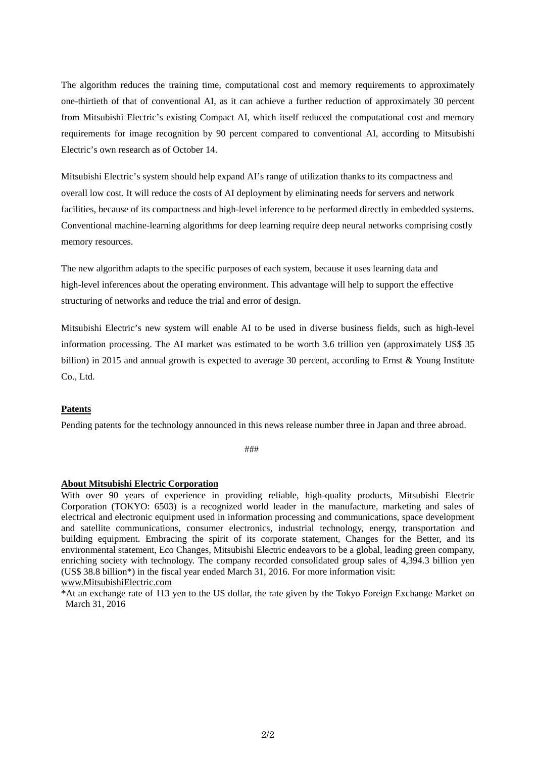The algorithm reduces the training time, computational cost and memory requirements to approximately one-thirtieth of that of conventional AI, as it can achieve a further reduction of approximately 30 percent from Mitsubishi Electric's existing Compact AI, which itself reduced the computational cost and memory requirements for image recognition by 90 percent compared to conventional AI, according to Mitsubishi Electric's own research as of October 14.

Mitsubishi Electric's system should help expand AI's range of utilization thanks to its compactness and overall low cost. It will reduce the costs of AI deployment by eliminating needs for servers and network facilities, because of its compactness and high-level inference to be performed directly in embedded systems. Conventional machine-learning algorithms for deep learning require deep neural networks comprising costly memory resources.

The new algorithm adapts to the specific purposes of each system, because it uses learning data and high-level inferences about the operating environment. This advantage will help to support the effective structuring of networks and reduce the trial and error of design.

Mitsubishi Electric's new system will enable AI to be used in diverse business fields, such as high-level information processing. The AI market was estimated to be worth 3.6 trillion yen (approximately US$ 35 billion) in 2015 and annual growth is expected to average 30 percent, according to Ernst & Young Institute Co., Ltd.

**Patents**

Pending patents for the technology announced in this news release number three in Japan and three abroad.

###

**About Mitsubishi Electric Corporation**

With over 90 years of experience in providing reliable, high-quality products, Mitsubishi Electric Corporation (TOKYO: 6503) is a recognized world leader in the manufacture, marketing and sales of electrical and electronic equipment used in information processing and communications, space development and satellite communications, consumer electronics, industrial technology, energy, transportation and building equipment. Embracing the spirit of its corporate statement, Changes for the Better, and its environmental statement, Eco Changes, Mitsubishi Electric endeavors to be a global, leading green company, enriching society with technology. The company recorded consolidated group sales of 4,394.3 billion yen (US$ 38.8 billion*) in the fiscal year ended March 31, 2016. For more information visit:
www.MitsubishiElectric.com

*At an exchange rate of 113 yen to the US dollar, the rate given by the Tokyo Foreign Exchange Market on March 31, 2016